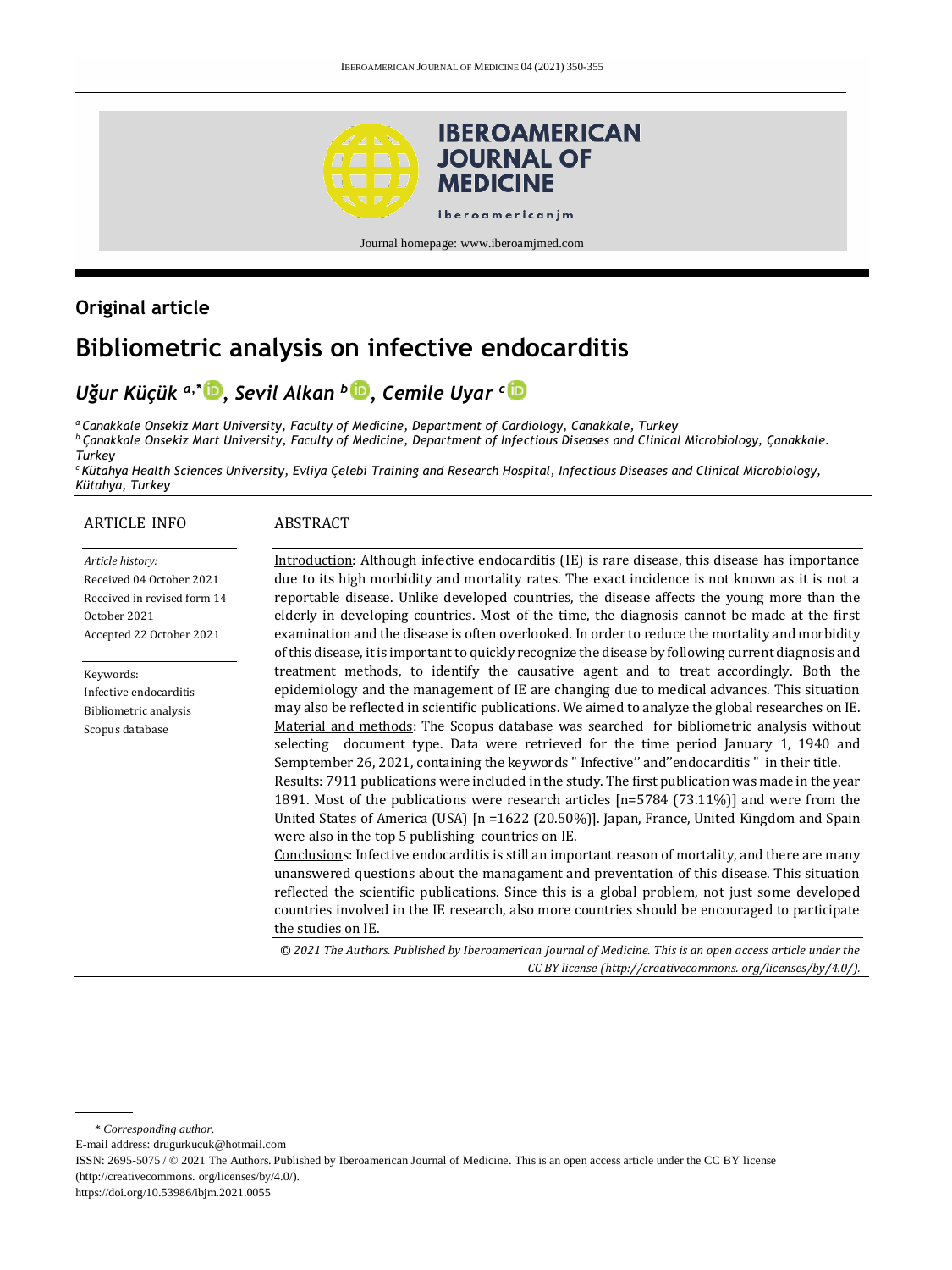Journal homepage: www.iberoamjmed.com

## Original article

# Bibliometric analysis on infective endocarditis

*Uğur Küçük* [a,*], *Sevil Alkan* [b], *Cemile Uyar* [c]

[a] *Canakkale Onsekiz Mart University, Faculty of Medicine, Department of Cardiology, Canakkale, Turkey*
[b] *Çanakkale Onsekiz Mart University, Faculty of Medicine, Department of Infectious Diseases and Clinical Microbiology, Çanakkale. Turkey*
[c] *Kütahya Health Sciences University, Evliya Çelebi Training and Research Hospital, Infectious Diseases and Clinical Microbiology, Kütahya, Turkey*

### ARTICLE INFO

*Article history:*
Received 04 October 2021
Received in revised form 14 October 2021
Accepted 22 October 2021

Keywords:
Infective endocarditis
Bibliometric analysis
Scopus database

### ABSTRACT

Introduction: Although infective endocarditis (IE) is rare disease, this disease has importance due to its high morbidity and mortality rates. The exact incidence is not known as it is not a reportable disease. Unlike developed countries, the disease affects the young more than the elderly in developing countries. Most of the time, the diagnosis cannot be made at the first examination and the disease is often overlooked. In order to reduce the mortality and morbidity of this disease, it is important to quickly recognize the disease by following current diagnosis and treatment methods, to identify the causative agent and to treat accordingly. Both the epidemiology and the management of IE are changing due to medical advances. This situation may also be reflected in scientific publications. We aimed to analyze the global researches on IE.

Material and methods: The Scopus database was searched for bibliometric analysis without selecting document type. Data were retrieved for the time period January 1, 1940 and Semptember 26, 2021, containing the keywords " Infective'' and''endocarditis " in their title.

Results: 7911 publications were included in the study. The first publication was made in the year 1891. Most of the publications were research articles [n=5784 (73.11%)] and were from the United States of America (USA) [n =1622 (20.50%)]. Japan, France, United Kingdom and Spain were also in the top 5 publishing countries on IE.

Conclusions: Infective endocarditis is still an important reason of mortality, and there are many unanswered questions about the managament and preventation of this disease. This situation reflected the scientific publications. Since this is a global problem, not just some developed countries involved in the IE research, also more countries should be encouraged to participate the studies on IE.

*© 2021 The Authors. Published by Iberoamerican Journal of Medicine. This is an open access article under the CC BY license (http://creativecommons. org/licenses/by/4.0/).*

---

\* *Corresponding author.*
E-mail address: drugurkucuk@hotmail.com
ISSN: 2695-5075 / © 2021 The Authors. Published by Iberoamerican Journal of Medicine. This is an open access article under the CC BY license (http://creativecommons. org/licenses/by/4.0/).
https://doi.org/10.53986/ibjm.2021.0055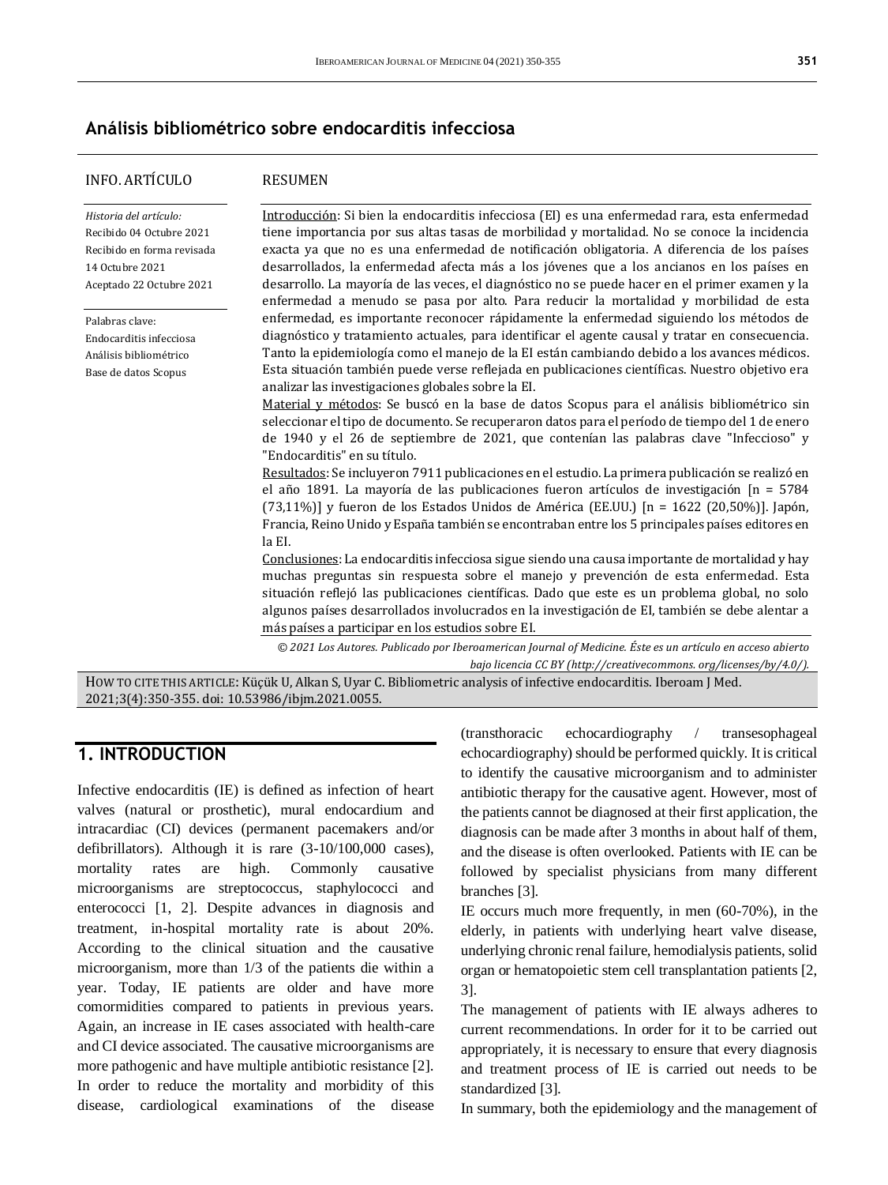## Análisis bibliométrico sobre endocarditis infecciosa

**INFO. ARTÍCULO**

*Historia del artículo:*
Recibido 04 Octubre 2021
Recibido en forma revisada 14 Octubre 2021
Aceptado 22 Octubre 2021

Palabras clave:
Endocarditis infecciosa
Análisis bibliométrico
Base de datos Scopus

**RESUMEN**

Introducción: Si bien la endocarditis infecciosa (EI) es una enfermedad rara, esta enfermedad tiene importancia por sus altas tasas de morbilidad y mortalidad. No se conoce la incidencia exacta ya que no es una enfermedad de notificación obligatoria. A diferencia de los países desarrollados, la enfermedad afecta más a los jóvenes que a los ancianos en los países en desarrollo. La mayoría de las veces, el diagnóstico no se puede hacer en el primer examen y la enfermedad a menudo se pasa por alto. Para reducir la mortalidad y morbilidad de esta enfermedad, es importante reconocer rápidamente la enfermedad siguiendo los métodos de diagnóstico y tratamiento actuales, para identificar el agente causal y tratar en consecuencia. Tanto la epidemiología como el manejo de la EI están cambiando debido a los avances médicos. Esta situación también puede verse reflejada en publicaciones científicas. Nuestro objetivo era analizar las investigaciones globales sobre la EI.

Material y métodos: Se buscó en la base de datos Scopus para el análisis bibliométrico sin seleccionar el tipo de documento. Se recuperaron datos para el período de tiempo del 1 de enero de 1940 y el 26 de septiembre de 2021, que contenían las palabras clave "Infeccioso" y "Endocarditis" en su título.

Resultados: Se incluyeron 7911 publicaciones en el estudio. La primera publicación se realizó en el año 1891. La mayoría de las publicaciones fueron artículos de investigación [n = 5784 (73,11%)] y fueron de los Estados Unidos de América (EE.UU.) [n = 1622 (20,50%)]. Japón, Francia, Reino Unido y España también se encontraban entre los 5 principales países editores en la EI.

Conclusiones: La endocarditis infecciosa sigue siendo una causa importante de mortalidad y hay muchas preguntas sin respuesta sobre el manejo y prevención de esta enfermedad. Esta situación reflejó las publicaciones científicas. Dado que este es un problema global, no solo algunos países desarrollados involucrados en la investigación de EI, también se debe alentar a más países a participar en los estudios sobre EI.

*© 2021 Los Autores. Publicado por Iberoamerican Journal of Medicine. Éste es un artículo en acceso abierto bajo licencia CC BY (http://creativecommons. org/licenses/by/4.0/).*

HOW TO CITE THIS ARTICLE: Küçük U, Alkan S, Uyar C. Bibliometric analysis of infective endocarditis. Iberoam J Med. 2021;3(4):350-355. doi: 10.53986/ibjm.2021.0055.

## 1. INTRODUCTION

Infective endocarditis (IE) is defined as infection of heart valves (natural or prosthetic), mural endocardium and intracardiac (CI) devices (permanent pacemakers and/or defibrillators). Although it is rare (3-10/100,000 cases), mortality rates are high. Commonly causative microorganisms are streptococcus, staphylococci and enterococci [1, 2]. Despite advances in diagnosis and treatment, in-hospital mortality rate is about 20%. According to the clinical situation and the causative microorganism, more than 1/3 of the patients die within a year. Today, IE patients are older and have more comormidities compared to patients in previous years. Again, an increase in IE cases associated with health-care and CI device associated. The causative microorganisms are more pathogenic and have multiple antibiotic resistance [2]. In order to reduce the mortality and morbidity of this disease, cardiological examinations of the disease (transthoracic echocardiography / transesophageal echocardiography) should be performed quickly. It is critical to identify the causative microorganism and to administer antibiotic therapy for the causative agent. However, most of the patients cannot be diagnosed at their first application, the diagnosis can be made after 3 months in about half of them, and the disease is often overlooked. Patients with IE can be followed by specialist physicians from many different branches [3].

IE occurs much more frequently, in men (60-70%), in the elderly, in patients with underlying heart valve disease, underlying chronic renal failure, hemodialysis patients, solid organ or hematopoietic stem cell transplantation patients [2, 3].

The management of patients with IE always adheres to current recommendations. In order for it to be carried out appropriately, it is necessary to ensure that every diagnosis and treatment process of IE is carried out needs to be standardized [3].

In summary, both the epidemiology and the management of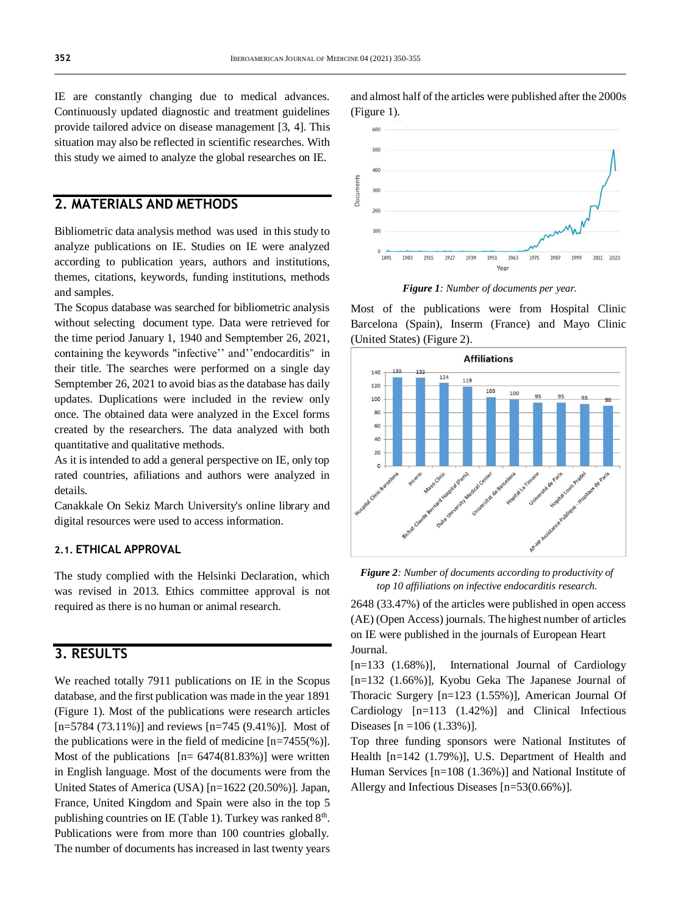IE are constantly changing due to medical advances. Continuously updated diagnostic and treatment guidelines provide tailored advice on disease management [3, 4]. This situation may also be reflected in scientific researches. With this study we aimed to analyze the global researches on IE.

## 2. MATERIALS AND METHODS

Bibliometric data analysis method was used in this study to analyze publications on IE. Studies on IE were analyzed according to publication years, authors and institutions, themes, citations, keywords, funding institutions, methods and samples.

The Scopus database was searched for bibliometric analysis without selecting document type. Data were retrieved for the time period January 1, 1940 and Semptember 26, 2021, containing the keywords "infective'' and''endocarditis" in their title. The searches were performed on a single day Semptember 26, 2021 to avoid bias as the database has daily updates. Duplications were included in the review only once. The obtained data were analyzed in the Excel forms created by the researchers. The data analyzed with both quantitative and qualitative methods.

As it is intended to add a general perspective on IE, only top rated countries, afiliations and authors were analyzed in details.

Canakkale On Sekiz March University's online library and digital resources were used to access information.

### 2.1. ETHICAL APPROVAL

The study complied with the Helsinki Declaration, which was revised in 2013. Ethics committee approval is not required as there is no human or animal research.

## 3. RESULTS

We reached totally 7911 publications on IE in the Scopus database, and the first publication was made in the year 1891 (Figure 1). Most of the publications were research articles [n=5784 (73.11%)] and reviews [n=745 (9.41%)]. Most of the publications were in the field of medicine [n=7455(%)]. Most of the publications [n= 6474(81.83%)] were written in English language. Most of the documents were from the United States of America (USA) [n=1622 (20.50%)]. Japan, France, United Kingdom and Spain were also in the top 5 publishing countries on IE (Table 1). Turkey was ranked 8[th]. Publications were from more than 100 countries globally. The number of documents has increased in last twenty years and almost half of the articles were published after the 2000s (Figure 1).

***Figure 1**: Number of documents per year.*

Most of the publications were from Hospital Clinic Barcelona (Spain), Inserm (France) and Mayo Clinic (United States) (Figure 2).

***Figure 2**: Number of documents according to productivity of top 10 affiliations on infective endocarditis research.*

2648 (33.47%) of the articles were published in open access (AE) (Open Access) journals. The highest number of articles on IE were published in the journals of European Heart Journal.

[n=133 (1.68%)], International Journal of Cardiology [n=132 (1.66%)], Kyobu Geka The Japanese Journal of Thoracic Surgery [n=123 (1.55%)], American Journal Of Cardiology [n=113 (1.42%)] and Clinical Infectious Diseases [n =106 (1.33%)].

Top three funding sponsors were National Institutes of Health [n=142 (1.79%)], U.S. Department of Health and Human Services [n=108 (1.36%)] and National Institute of Allergy and Infectious Diseases [n=53(0.66%)].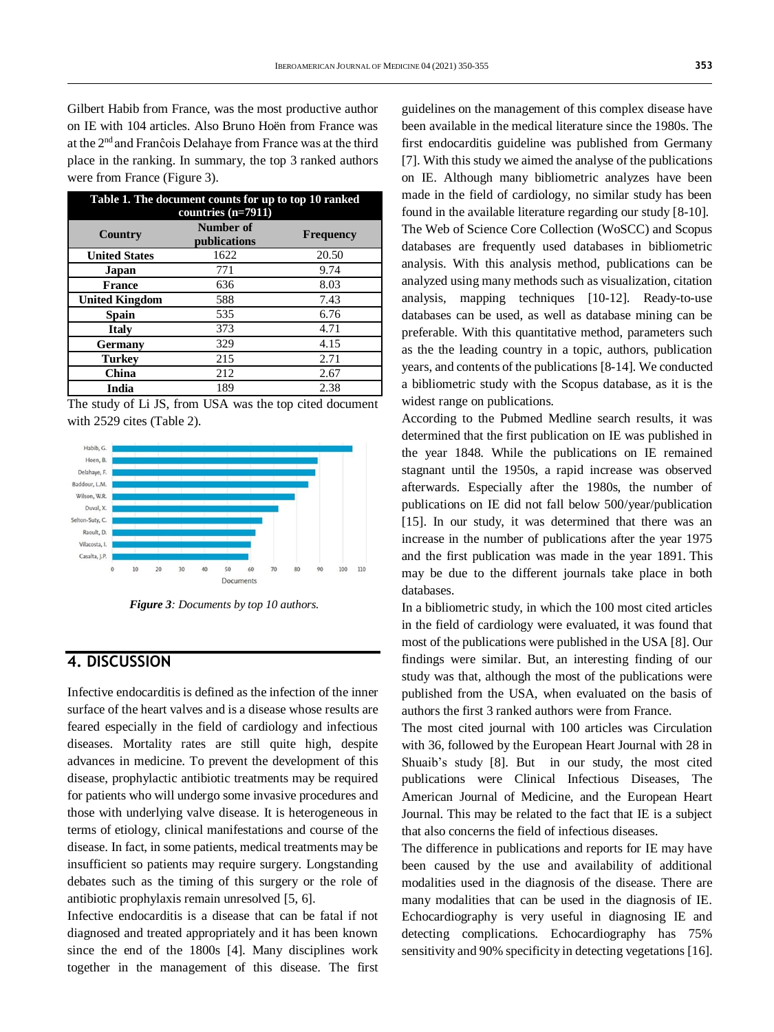Gilbert Habib from France, was the most productive author on IE with 104 articles. Also Bruno Hoën from France was at the 2nd and Frančois Delahaye from France was at the third place in the ranking. In summary, the top 3 ranked authors were from France (Figure 3).

**Table 1. The document counts for up to top 10 ranked countries (n=7911)**

| Country | Number of publications | Frequency |
|---|---|---|
| **United States** | 1622 | 20.50 |
| **Japan** | 771 | 9.74 |
| **France** | 636 | 8.03 |
| **United Kingdom** | 588 | 7.43 |
| **Spain** | 535 | 6.76 |
| **Italy** | 373 | 4.71 |
| **Germany** | 329 | 4.15 |
| **Turkey** | 215 | 2.71 |
| **China** | 212 | 2.67 |
| **India** | 189 | 2.38 |

The study of Li JS, from USA was the top cited document with 2529 cites (Table 2).

***Figure 3**: Documents by top 10 authors.*

## 4. DISCUSSION

Infective endocarditis is defined as the infection of the inner surface of the heart valves and is a disease whose results are feared especially in the field of cardiology and infectious diseases. Mortality rates are still quite high, despite advances in medicine. To prevent the development of this disease, prophylactic antibiotic treatments may be required for patients who will undergo some invasive procedures and those with underlying valve disease. It is heterogeneous in terms of etiology, clinical manifestations and course of the disease. In fact, in some patients, medical treatments may be insufficient so patients may require surgery. Longstanding debates such as the timing of this surgery or the role of antibiotic prophylaxis remain unresolved [5, 6].

Infective endocarditis is a disease that can be fatal if not diagnosed and treated appropriately and it has been known since the end of the 1800s [4]. Many disciplines work together in the management of this disease. The first guidelines on the management of this complex disease have been available in the medical literature since the 1980s. The first endocarditis guideline was published from Germany [7]. With this study we aimed the analyse of the publications on IE. Although many bibliometric analyzes have been made in the field of cardiology, no similar study has been found in the available literature regarding our study [8-10]. The Web of Science Core Collection (WoSCC) and Scopus databases are frequently used databases in bibliometric analysis. With this analysis method, publications can be analyzed using many methods such as visualization, citation analysis, mapping techniques [10-12]. Ready-to-use databases can be used, as well as database mining can be preferable. With this quantitative method, parameters such as the the leading country in a topic, authors, publication years, and contents of the publications [8-14]. We conducted a bibliometric study with the Scopus database, as it is the widest range on publications.

According to the Pubmed Medline search results, it was determined that the first publication on IE was published in the year 1848. While the publications on IE remained stagnant until the 1950s, a rapid increase was observed afterwards. Especially after the 1980s, the number of publications on IE did not fall below 500/year/publication [15]. In our study, it was determined that there was an increase in the number of publications after the year 1975 and the first publication was made in the year 1891. This may be due to the different journals take place in both databases.

In a bibliometric study, in which the 100 most cited articles in the field of cardiology were evaluated, it was found that most of the publications were published in the USA [8]. Our findings were similar. But, an interesting finding of our study was that, although the most of the publications were published from the USA, when evaluated on the basis of authors the first 3 ranked authors were from France.

The most cited journal with 100 articles was Circulation with 36, followed by the European Heart Journal with 28 in Shuaib's study [8]. But in our study, the most cited publications were Clinical Infectious Diseases, The American Journal of Medicine, and the European Heart Journal. This may be related to the fact that IE is a subject that also concerns the field of infectious diseases.

The difference in publications and reports for IE may have been caused by the use and availability of additional modalities used in the diagnosis of the disease. There are many modalities that can be used in the diagnosis of IE. Echocardiography is very useful in diagnosing IE and detecting complications. Echocardiography has 75% sensitivity and 90% specificity in detecting vegetations [16].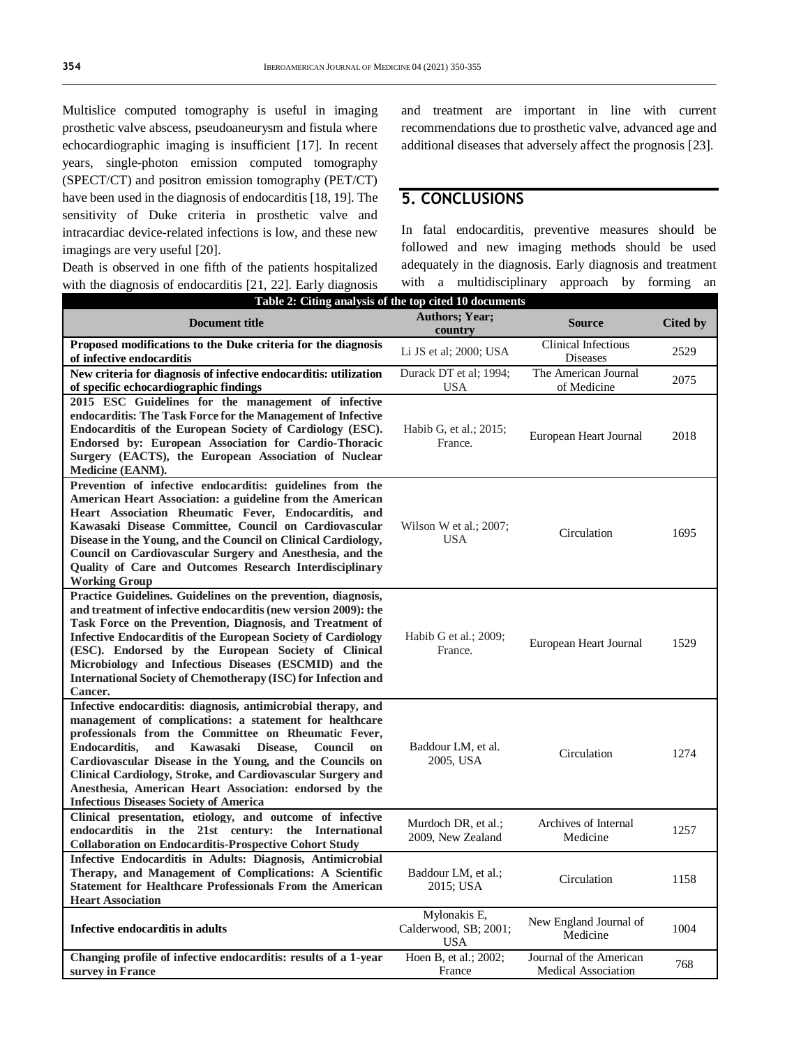Multislice computed tomography is useful in imaging prosthetic valve abscess, pseudoaneurysm and fistula where echocardiographic imaging is insufficient [17]. In recent years, single-photon emission computed tomography (SPECT/CT) and positron emission tomography (PET/CT) have been used in the diagnosis of endocarditis [18, 19]. The sensitivity of Duke criteria in prosthetic valve and intracardiac device-related infections is low, and these new imagings are very useful [20].

Death is observed in one fifth of the patients hospitalized with the diagnosis of endocarditis [21, 22]. Early diagnosis and treatment are important in line with current recommendations due to prosthetic valve, advanced age and additional diseases that adversely affect the prognosis [23].

## 5. CONCLUSIONS

In fatal endocarditis, preventive measures should be followed and new imaging methods should be used adequately in the diagnosis. Early diagnosis and treatment with a multidisciplinary approach by forming an

**Table 2: Citing analysis of the top cited 10 documents**

| Document title | Authors; Year; country | Source | Cited by |
|---|---|---|---|
| **Proposed modifications to the Duke criteria for the diagnosis of infective endocarditis** | Li JS et al; 2000; USA | Clinical Infectious Diseases | 2529 |
| **New criteria for diagnosis of infective endocarditis: utilization of specific echocardiographic findings** | Durack DT et al; 1994; USA | The American Journal of Medicine | 2075 |
| **2015 ESC Guidelines for the management of infective endocarditis: The Task Force for the Management of Infective Endocarditis of the European Society of Cardiology (ESC). Endorsed by: European Association for Cardio-Thoracic Surgery (EACTS), the European Association of Nuclear Medicine (EANM).** | Habib G, et al.; 2015; France. | European Heart Journal | 2018 |
| **Prevention of infective endocarditis: guidelines from the American Heart Association: a guideline from the American Heart Association Rheumatic Fever, Endocarditis, and Kawasaki Disease Committee, Council on Cardiovascular Disease in the Young, and the Council on Clinical Cardiology, Council on Cardiovascular Surgery and Anesthesia, and the Quality of Care and Outcomes Research Interdisciplinary Working Group** | Wilson W et al.; 2007; USA | Circulation | 1695 |
| **Practice Guidelines. Guidelines on the prevention, diagnosis, and treatment of infective endocarditis (new version 2009): the Task Force on the Prevention, Diagnosis, and Treatment of Infective Endocarditis of the European Society of Cardiology (ESC). Endorsed by the European Society of Clinical Microbiology and Infectious Diseases (ESCMID) and the International Society of Chemotherapy (ISC) for Infection and Cancer.** | Habib G et al.; 2009; France. | European Heart Journal | 1529 |
| **Infective endocarditis: diagnosis, antimicrobial therapy, and management of complications: a statement for healthcare professionals from the Committee on Rheumatic Fever, Endocarditis, and Kawasaki Disease, Council on Cardiovascular Disease in the Young, and the Councils on Clinical Cardiology, Stroke, and Cardiovascular Surgery and Anesthesia, American Heart Association: endorsed by the Infectious Diseases Society of America** | Baddour LM, et al. 2005, USA | Circulation | 1274 |
| **Clinical presentation, etiology, and outcome of infective endocarditis in the 21st century: the International Collaboration on Endocarditis-Prospective Cohort Study** | Murdoch DR, et al.; 2009, New Zealand | Archives of Internal Medicine | 1257 |
| **Infective Endocarditis in Adults: Diagnosis, Antimicrobial Therapy, and Management of Complications: A Scientific Statement for Healthcare Professionals From the American Heart Association** | Baddour LM, et al.; 2015; USA | Circulation | 1158 |
| **Infective endocarditis in adults** | Mylonakis E, Calderwood, SB; 2001; USA | New England Journal of Medicine | 1004 |
| **Changing profile of infective endocarditis: results of a 1-year survey in France** | Hoen B, et al.; 2002; France | Journal of the American Medical Association | 768 |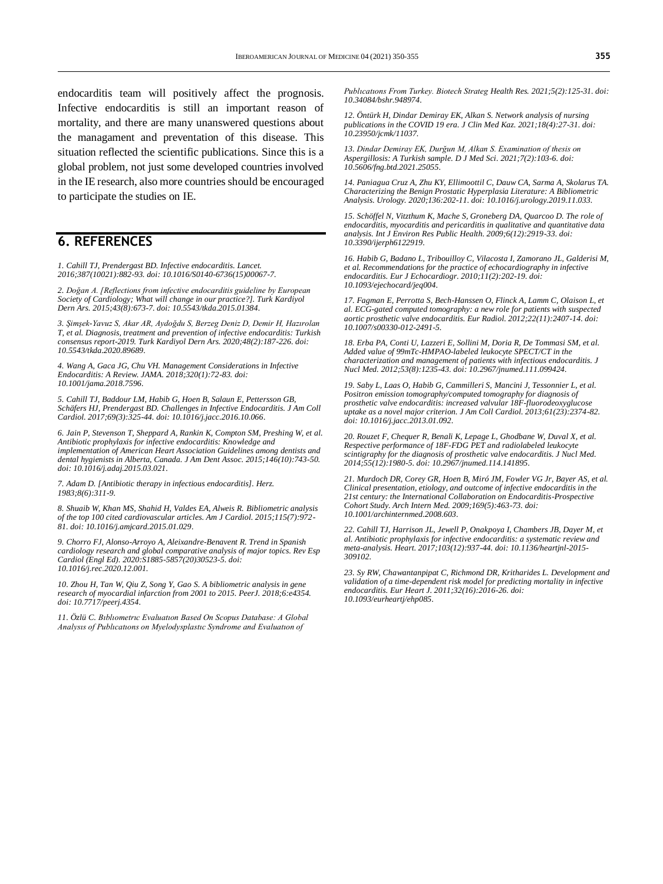endocarditis team will positively affect the prognosis. Infective endocarditis is still an important reason of mortality, and there are many unanswered questions about the managament and preventation of this disease. This situation reflected the scientific publications. Since this is a global problem, not just some developed countries involved in the IE research, also more countries should be encouraged to participate the studies on IE.

## 6. REFERENCES

*1. Cahill TJ, Prendergast BD. Infective endocarditis. Lancet. 2016;387(10021):882-93. doi: 10.1016/S0140-6736(15)00067-7.*

*2. Doğan A. [Reflections from infective endocarditis guideline by European Society of Cardiology; What will change in our practice?]. Turk Kardiyol Dern Ars. 2015;43(8):673-7. doi: 10.5543/tkda.2015.01384.*

*3. Şimşek-Yavuz S, Akar AR, Aydoğdu S, Berzeg Deniz D, Demir H, Hazırolan T, et al. Diagnosis, treatment and prevention of infective endocarditis: Turkish consensus report-2019. Turk Kardiyol Dern Ars. 2020;48(2):187-226. doi: 10.5543/tkda.2020.89689.*

*4. Wang A, Gaca JG, Chu VH. Management Considerations in Infective Endocarditis: A Review. JAMA. 2018;320(1):72-83. doi: 10.1001/jama.2018.7596.*

*5. Cahill TJ, Baddour LM, Habib G, Hoen B, Salaun E, Pettersson GB, Schäfers HJ, Prendergast BD. Challenges in Infective Endocarditis. J Am Coll Cardiol. 2017;69(3):325-44. doi: 10.1016/j.jacc.2016.10.066.*

*6. Jain P, Stevenson T, Sheppard A, Rankin K, Compton SM, Preshing W, et al. Antibiotic prophylaxis for infective endocarditis: Knowledge and implementation of American Heart Association Guidelines among dentists and dental hygienists in Alberta, Canada. J Am Dent Assoc. 2015;146(10):743-50. doi: 10.1016/j.adaj.2015.03.021.*

*7. Adam D. [Antibiotic therapy in infectious endocarditis]. Herz. 1983;8(6):311-9.*

*8. Shuaib W, Khan MS, Shahid H, Valdes EA, Alweis R. Bibliometric analysis of the top 100 cited cardiovascular articles. Am J Cardiol. 2015;115(7):972-81. doi: 10.1016/j.amjcard.2015.01.029.*

*9. Chorro FJ, Alonso-Arroyo A, Aleixandre-Benavent R. Trend in Spanish cardiology research and global comparative analysis of major topics. Rev Esp Cardiol (Engl Ed). 2020:S1885-5857(20)30523-5. doi: 10.1016/j.rec.2020.12.001.*

*10. Zhou H, Tan W, Qiu Z, Song Y, Gao S. A bibliometric analysis in gene research of myocardial infarction from 2001 to 2015. PeerJ. 2018;6:e4354. doi: 10.7717/peerj.4354.*

*11. Özlü C. Bıblıometrıc Evaluatıon Based On Scopus Database: A Global Analysıs of Publıcatıons on Myelodysplastıc Syndrome and Evaluatıon of Publıcatıons From Turkey. Biotech Strateg Health Res. 2021;5(2):125-31. doi: 10.34084/bshr.948974.*

*12. Öntürk H, Dindar Demiray EK, Alkan S. Network analysis of nursing publications in the COVID 19 era. J Clin Med Kaz. 2021;18(4):27-31. doi: 10.23950/jcmk/11037.*

*13. Dindar Demiray EK, Durğun M, Alkan S. Examination of thesis on Aspergillosis: A Turkish sample. D J Med Sci. 2021;7(2):103-6. doi: 10.5606/fng.btd.2021.25055.*

*14. Paniagua Cruz A, Zhu KY, Ellimoottil C, Dauw CA, Sarma A, Skolarus TA. Characterizing the Benign Prostatic Hyperplasia Literature: A Bibliometric Analysis. Urology. 2020;136:202-11. doi: 10.1016/j.urology.2019.11.033.*

*15. Schöffel N, Vitzthum K, Mache S, Groneberg DA, Quarcoo D. The role of endocarditis, myocarditis and pericarditis in qualitative and quantitative data analysis. Int J Environ Res Public Health. 2009;6(12):2919-33. doi: 10.3390/ijerph6122919.*

*16. Habib G, Badano L, Tribouilloy C, Vilacosta I, Zamorano JL, Galderisi M, et al. Recommendations for the practice of echocardiography in infective endocarditis. Eur J Echocardiogr. 2010;11(2):202-19. doi: 10.1093/ejechocard/jeq004.*

*17. Fagman E, Perrotta S, Bech-Hanssen O, Flinck A, Lamm C, Olaison L, et al. ECG-gated computed tomography: a new role for patients with suspected aortic prosthetic valve endocarditis. Eur Radiol. 2012;22(11):2407-14. doi: 10.1007/s00330-012-2491-5.*

*18. Erba PA, Conti U, Lazzeri E, Sollini M, Doria R, De Tommasi SM, et al. Added value of 99mTc-HMPAO-labeled leukocyte SPECT/CT in the characterization and management of patients with infectious endocarditis. J Nucl Med. 2012;53(8):1235-43. doi: 10.2967/jnumed.111.099424.*

*19. Saby L, Laas O, Habib G, Cammilleri S, Mancini J, Tessonnier L, et al. Positron emission tomography/computed tomography for diagnosis of prosthetic valve endocarditis: increased valvular 18F-fluorodeoxyglucose uptake as a novel major criterion. J Am Coll Cardiol. 2013;61(23):2374-82. doi: 10.1016/j.jacc.2013.01.092.*

*20. Rouzet F, Chequer R, Benali K, Lepage L, Ghodbane W, Duval X, et al. Respective performance of 18F-FDG PET and radiolabeled leukocyte scintigraphy for the diagnosis of prosthetic valve endocarditis. J Nucl Med. 2014;55(12):1980-5. doi: 10.2967/jnumed.114.141895.*

*21. Murdoch DR, Corey GR, Hoen B, Miró JM, Fowler VG Jr, Bayer AS, et al. Clinical presentation, etiology, and outcome of infective endocarditis in the 21st century: the International Collaboration on Endocarditis-Prospective Cohort Study. Arch Intern Med. 2009;169(5):463-73. doi: 10.1001/archinternmed.2008.603.*

*22. Cahill TJ, Harrison JL, Jewell P, Onakpoya I, Chambers JB, Dayer M, et al. Antibiotic prophylaxis for infective endocarditis: a systematic review and meta-analysis. Heart. 2017;103(12):937-44. doi: 10.1136/heartjnl-2015-309102.*

*23. Sy RW, Chawantanpipat C, Richmond DR, Kritharides L. Development and validation of a time-dependent risk model for predicting mortality in infective endocarditis. Eur Heart J. 2011;32(16):2016-26. doi: 10.1093/eurheartj/ehp085.*